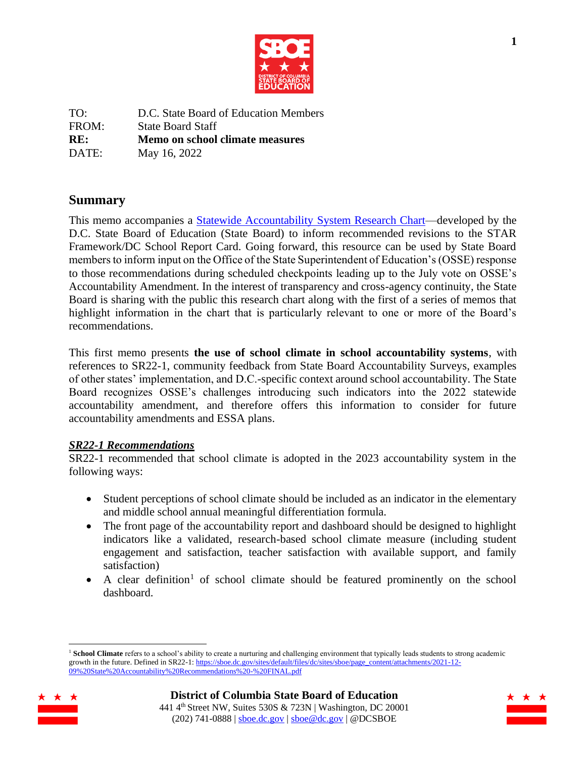TO: D.C. State Board of Education Members
FROM: State Board Staff
**RE: Memo on school climate measures**
DATE: May 16, 2022

## Summary

This memo accompanies a [Statewide Accountability System Research Chart]—developed by the D.C. State Board of Education (State Board) to inform recommended revisions to the STAR Framework/DC School Report Card. Going forward, this resource can be used by State Board members to inform input on the Office of the State Superintendent of Education's (OSSE) response to those recommendations during scheduled checkpoints leading up to the July vote on OSSE's Accountability Amendment. In the interest of transparency and cross-agency continuity, the State Board is sharing with the public this research chart along with the first of a series of memos that highlight information in the chart that is particularly relevant to one or more of the Board's recommendations.

This first memo presents **the use of school climate in school accountability systems**, with references to SR22-1, community feedback from State Board Accountability Surveys, examples of other states' implementation, and D.C.-specific context around school accountability. The State Board recognizes OSSE's challenges introducing such indicators into the 2022 statewide accountability amendment, and therefore offers this information to consider for future accountability amendments and ESSA plans.

***SR22-1 Recommendations***

SR22-1 recommended that school climate is adopted in the 2023 accountability system in the following ways:

- Student perceptions of school climate should be included as an indicator in the elementary and middle school annual meaningful differentiation formula.
- The front page of the accountability report and dashboard should be designed to highlight indicators like a validated, research-based school climate measure (including student engagement and satisfaction, teacher satisfaction with available support, and family satisfaction)
- A clear definition[1] of school climate should be featured prominently on the school dashboard.

[1] **School Climate** refers to a school's ability to create a nurturing and challenging environment that typically leads students to strong academic growth in the future. Defined in SR22-1: https://sboe.dc.gov/sites/default/files/dc/sites/sboe/page_content/attachments/2021-12-09%20State%20Accountability%20Recommendations%20-%20FINAL.pdf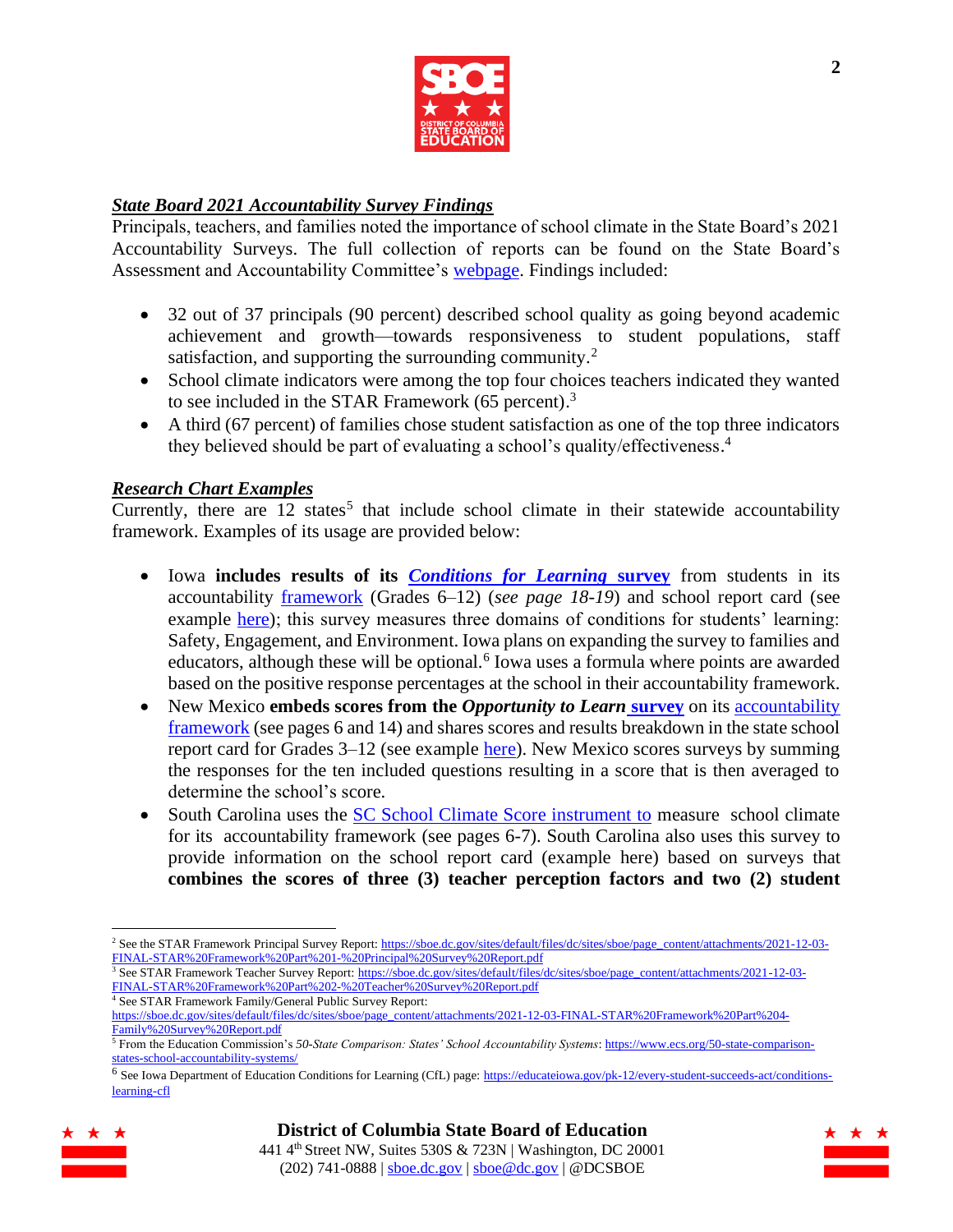## ***State Board 2021 Accountability Survey Findings***

Principals, teachers, and families noted the importance of school climate in the State Board's 2021 Accountability Surveys. The full collection of reports can be found on the State Board's Assessment and Accountability Committee's webpage. Findings included:

- 32 out of 37 principals (90 percent) described school quality as going beyond academic achievement and growth—towards responsiveness to student populations, staff satisfaction, and supporting the surrounding community.[2]
- School climate indicators were among the top four choices teachers indicated they wanted to see included in the STAR Framework (65 percent).[3]
- A third (67 percent) of families chose student satisfaction as one of the top three indicators they believed should be part of evaluating a school's quality/effectiveness.[4]

## ***Research Chart Examples***

Currently, there are 12 states[5] that include school climate in their statewide accountability framework. Examples of its usage are provided below:

- Iowa **includes results of its *Conditions for Learning* survey** from students in its accountability framework (Grades 6–12) (*see page 18-19*) and school report card (see example here); this survey measures three domains of conditions for students' learning: Safety, Engagement, and Environment. Iowa plans on expanding the survey to families and educators, although these will be optional.[6] Iowa uses a formula where points are awarded based on the positive response percentages at the school in their accountability framework.
- New Mexico **embeds scores from the *Opportunity to Learn* survey** on its accountability framework (see pages 6 and 14) and shares scores and results breakdown in the state school report card for Grades 3–12 (see example here). New Mexico scores surveys by summing the responses for the ten included questions resulting in a score that is then averaged to determine the school's score.
- South Carolina uses the SC School Climate Score instrument to measure school climate for its accountability framework (see pages 6-7). South Carolina also uses this survey to provide information on the school report card (example here) based on surveys that **combines the scores of three (3) teacher perception factors and two (2) student**

---

[2] See the STAR Framework Principal Survey Report: https://sboe.dc.gov/sites/default/files/dc/sites/sboe/page_content/attachments/2021-12-03-FINAL-STAR%20Framework%20Part%201-%20Principal%20Survey%20Report.pdf

[3] See STAR Framework Teacher Survey Report: https://sboe.dc.gov/sites/default/files/dc/sites/sboe/page_content/attachments/2021-12-03-FINAL-STAR%20Framework%20Part%202-%20Teacher%20Survey%20Report.pdf

[4] See STAR Framework Family/General Public Survey Report: https://sboe.dc.gov/sites/default/files/dc/sites/sboe/page_content/attachments/2021-12-03-FINAL-STAR%20Framework%20Part%204-Family%20Survey%20Report.pdf

[5] From the Education Commission's *50-State Comparison: States' School Accountability Systems*: https://www.ecs.org/50-state-comparison-states-school-accountability-systems/

[6] See Iowa Department of Education Conditions for Learning (CfL) page: https://educateiowa.gov/pk-12/every-student-succeeds-act/conditions-learning-cfl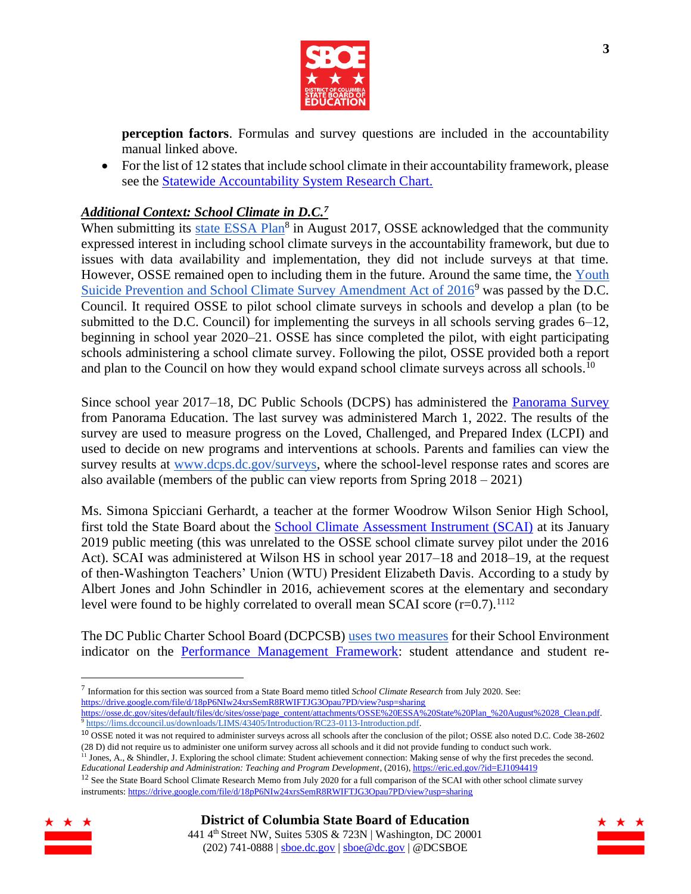**perception factors**. Formulas and survey questions are included in the accountability manual linked above.

- For the list of 12 states that include school climate in their accountability framework, please see the Statewide Accountability System Research Chart.

***Additional Context: School Climate in D.C.***[7]

When submitting its state ESSA Plan[8] in August 2017, OSSE acknowledged that the community expressed interest in including school climate surveys in the accountability framework, but due to issues with data availability and implementation, they did not include surveys at that time. However, OSSE remained open to including them in the future. Around the same time, the Youth Suicide Prevention and School Climate Survey Amendment Act of 2016[9] was passed by the D.C. Council. It required OSSE to pilot school climate surveys in schools and develop a plan (to be submitted to the D.C. Council) for implementing the surveys in all schools serving grades 6–12, beginning in school year 2020–21. OSSE has since completed the pilot, with eight participating schools administering a school climate survey. Following the pilot, OSSE provided both a report and plan to the Council on how they would expand school climate surveys across all schools.[10]

Since school year 2017–18, DC Public Schools (DCPS) has administered the Panorama Survey from Panorama Education. The last survey was administered March 1, 2022. The results of the survey are used to measure progress on the Loved, Challenged, and Prepared Index (LCPI) and used to decide on new programs and interventions at schools. Parents and families can view the survey results at www.dcps.dc.gov/surveys, where the school-level response rates and scores are also available (members of the public can view reports from Spring 2018 – 2021)

Ms. Simona Spicciani Gerhardt, a teacher at the former Woodrow Wilson Senior High School, first told the State Board about the School Climate Assessment Instrument (SCAI) at its January 2019 public meeting (this was unrelated to the OSSE school climate survey pilot under the 2016 Act). SCAI was administered at Wilson HS in school year 2017–18 and 2018–19, at the request of then-Washington Teachers' Union (WTU) President Elizabeth Davis. According to a study by Albert Jones and John Schindler in 2016, achievement scores at the elementary and secondary level were found to be highly correlated to overall mean SCAI score (r=0.7).[11][12]

The DC Public Charter School Board (DCPCSB) uses two measures for their School Environment indicator on the Performance Management Framework: student attendance and student re-

---

[7] Information for this section was sourced from a State Board memo titled *School Climate Research* from July 2020. See: https://drive.google.com/file/d/18pP6NIw24xrsSemR8RWIFTJG3Opau7PD/view?usp=sharing

https://osse.dc.gov/sites/default/files/dc/sites/osse/page_content/attachments/OSSE%20ESSA%20State%20Plan_%20August%2028_Clean.pdf.

[9] https://lims.dccouncil.us/downloads/LIMS/43405/Introduction/RC23-0113-Introduction.pdf.

[10] OSSE noted it was not required to administer surveys across all schools after the conclusion of the pilot; OSSE also noted D.C. Code 38-2602 (28 D) did not require us to administer one uniform survey across all schools and it did not provide funding to conduct such work.

[11] Jones, A., & Shindler, J. Exploring the school climate: Student achievement connection: Making sense of why the first precedes the second. *Educational Leadership and Administration: Teaching and Program Development*, (2016), https://eric.ed.gov/?id=EJ1094419

[12] See the State Board School Climate Research Memo from July 2020 for a full comparison of the SCAI with other school climate survey instruments: https://drive.google.com/file/d/18pP6NIw24xrsSemR8RWIFTJG3Opau7PD/view?usp=sharing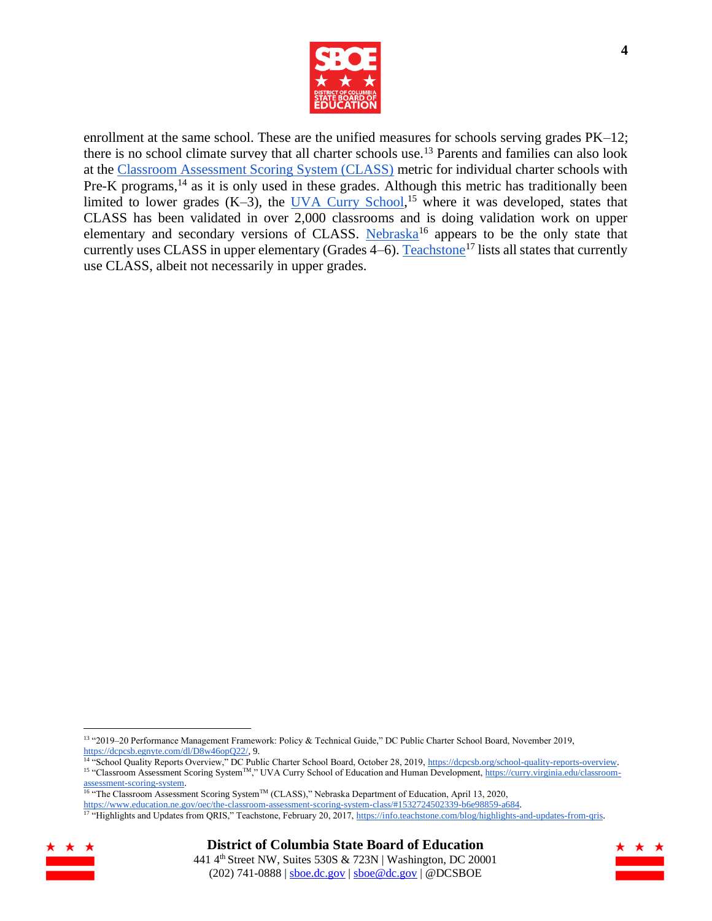enrollment at the same school. These are the unified measures for schools serving grades PK–12; there is no school climate survey that all charter schools use.[13] Parents and families can also look at the Classroom Assessment Scoring System (CLASS) metric for individual charter schools with Pre-K programs,[14] as it is only used in these grades. Although this metric has traditionally been limited to lower grades (K–3), the UVA Curry School,[15] where it was developed, states that CLASS has been validated in over 2,000 classrooms and is doing validation work on upper elementary and secondary versions of CLASS. Nebraska[16] appears to be the only state that currently uses CLASS in upper elementary (Grades 4–6). Teachstone[17] lists all states that currently use CLASS, albeit not necessarily in upper grades.

---

[13] "2019–20 Performance Management Framework: Policy & Technical Guide," DC Public Charter School Board, November 2019, https://dcpcsb.egnyte.com/dl/D8w46opQ22/, 9.

[14] "School Quality Reports Overview," DC Public Charter School Board, October 28, 2019, https://dcpcsb.org/school-quality-reports-overview.

[15] "Classroom Assessment Scoring System™," UVA Curry School of Education and Human Development, https://curry.virginia.edu/classroom-assessment-scoring-system.

[16] "The Classroom Assessment Scoring System™ (CLASS)," Nebraska Department of Education, April 13, 2020, https://www.education.ne.gov/oec/the-classroom-assessment-scoring-system-class/#1532724502339-b6e98859-a684.

[17] "Highlights and Updates from QRIS," Teachstone, February 20, 2017, https://info.teachstone.com/blog/highlights-and-updates-from-qris.